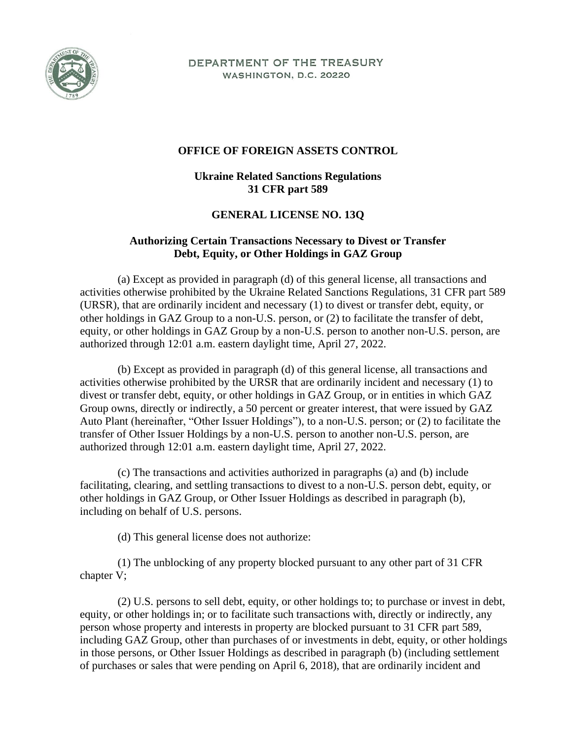DEPARTMENT OF THE TREASURY
WASHINGTON, D.C. 20220

## OFFICE OF FOREIGN ASSETS CONTROL

### Ukraine Related Sanctions Regulations
### 31 CFR part 589

### GENERAL LICENSE NO. 13Q

### Authorizing Certain Transactions Necessary to Divest or Transfer Debt, Equity, or Other Holdings in GAZ Group

(a) Except as provided in paragraph (d) of this general license, all transactions and activities otherwise prohibited by the Ukraine Related Sanctions Regulations, 31 CFR part 589 (URSR), that are ordinarily incident and necessary (1) to divest or transfer debt, equity, or other holdings in GAZ Group to a non-U.S. person, or (2) to facilitate the transfer of debt, equity, or other holdings in GAZ Group by a non-U.S. person to another non-U.S. person, are authorized through 12:01 a.m. eastern daylight time, April 27, 2022.

(b) Except as provided in paragraph (d) of this general license, all transactions and activities otherwise prohibited by the URSR that are ordinarily incident and necessary (1) to divest or transfer debt, equity, or other holdings in GAZ Group, or in entities in which GAZ Group owns, directly or indirectly, a 50 percent or greater interest, that were issued by GAZ Auto Plant (hereinafter, "Other Issuer Holdings"), to a non-U.S. person; or (2) to facilitate the transfer of Other Issuer Holdings by a non-U.S. person to another non-U.S. person, are authorized through 12:01 a.m. eastern daylight time, April 27, 2022.

(c) The transactions and activities authorized in paragraphs (a) and (b) include facilitating, clearing, and settling transactions to divest to a non-U.S. person debt, equity, or other holdings in GAZ Group, or Other Issuer Holdings as described in paragraph (b), including on behalf of U.S. persons.

(d) This general license does not authorize:

(1) The unblocking of any property blocked pursuant to any other part of 31 CFR chapter V;

(2) U.S. persons to sell debt, equity, or other holdings to; to purchase or invest in debt, equity, or other holdings in; or to facilitate such transactions with, directly or indirectly, any person whose property and interests in property are blocked pursuant to 31 CFR part 589, including GAZ Group, other than purchases of or investments in debt, equity, or other holdings in those persons, or Other Issuer Holdings as described in paragraph (b) (including settlement of purchases or sales that were pending on April 6, 2018), that are ordinarily incident and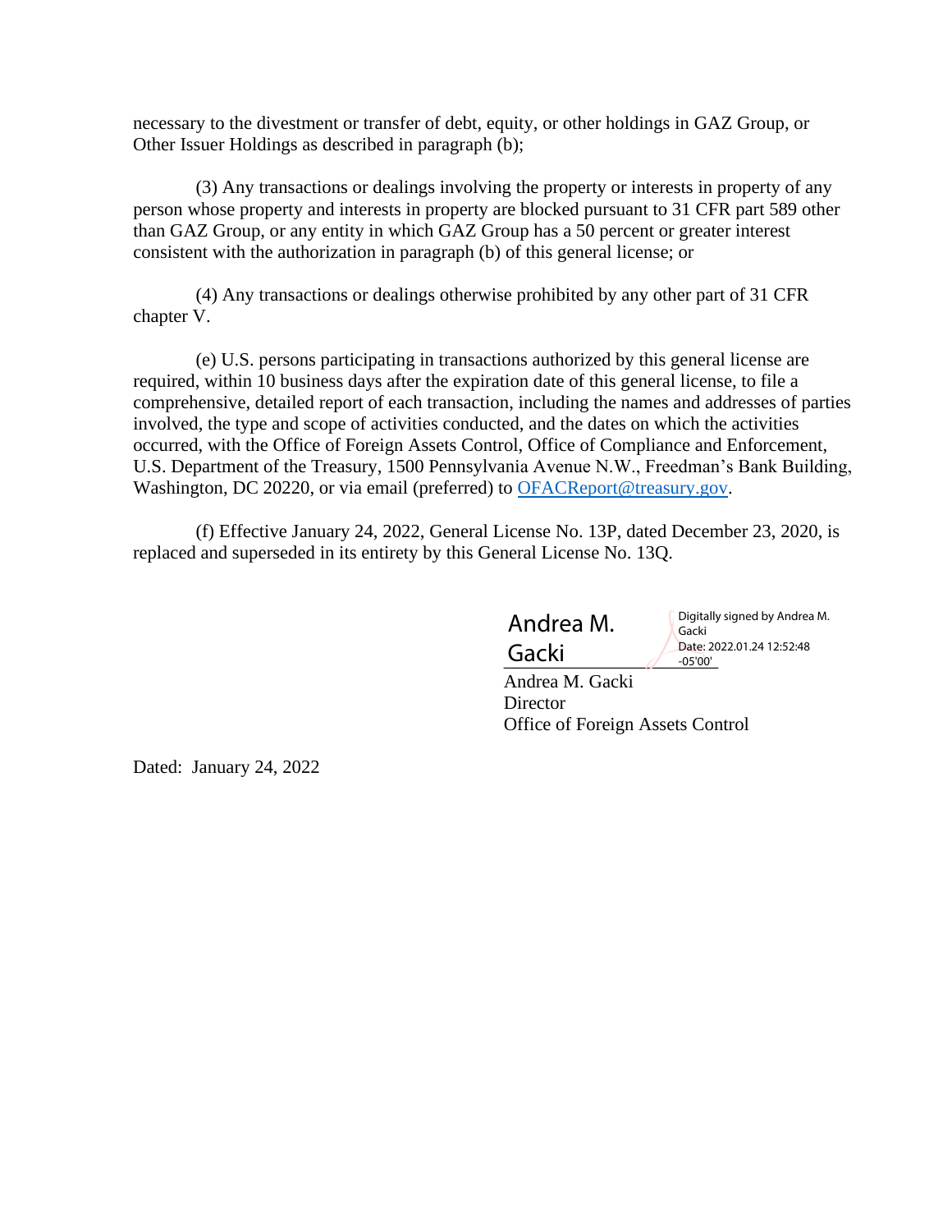necessary to the divestment or transfer of debt, equity, or other holdings in GAZ Group, or Other Issuer Holdings as described in paragraph (b);

(3) Any transactions or dealings involving the property or interests in property of any person whose property and interests in property are blocked pursuant to 31 CFR part 589 other than GAZ Group, or any entity in which GAZ Group has a 50 percent or greater interest consistent with the authorization in paragraph (b) of this general license; or

(4) Any transactions or dealings otherwise prohibited by any other part of 31 CFR chapter V.

(e) U.S. persons participating in transactions authorized by this general license are required, within 10 business days after the expiration date of this general license, to file a comprehensive, detailed report of each transaction, including the names and addresses of parties involved, the type and scope of activities conducted, and the dates on which the activities occurred, with the Office of Foreign Assets Control, Office of Compliance and Enforcement, U.S. Department of the Treasury, 1500 Pennsylvania Avenue N.W., Freedman's Bank Building, Washington, DC 20220, or via email (preferred) to OFACReport@treasury.gov.

(f) Effective January 24, 2022, General License No. 13P, dated December 23, 2020, is replaced and superseded in its entirety by this General License No. 13Q.

Andrea M. Gacki

Digitally signed by Andrea M. Gacki
Date: 2022.01.24 12:52:48 -05'00'

Andrea M. Gacki
Director
Office of Foreign Assets Control

Dated: January 24, 2022